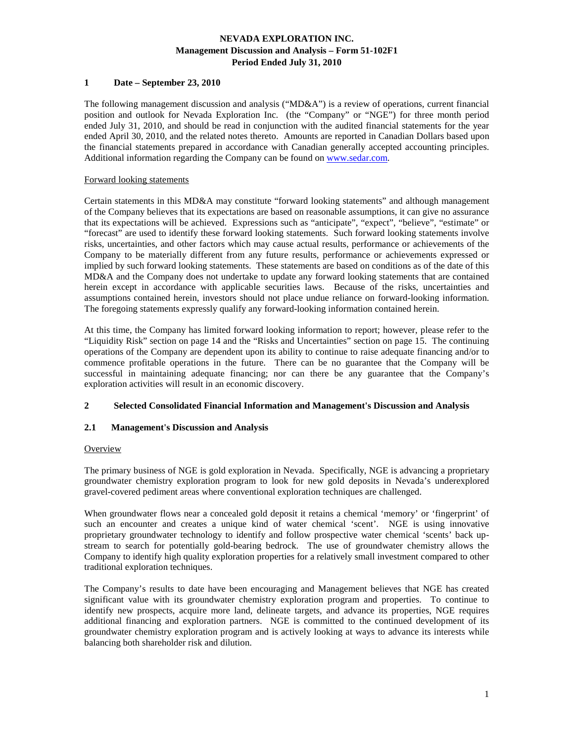# NEVADA EXPLORATION INC.
# Management Discussion and Analysis – Form 51-102F1
# Period Ended July 31, 2010

## 1 Date – September 23, 2010

The following management discussion and analysis ("MD&A") is a review of operations, current financial position and outlook for Nevada Exploration Inc. (the "Company" or "NGE") for three month period ended July 31, 2010, and should be read in conjunction with the audited financial statements for the year ended April 30, 2010, and the related notes thereto. Amounts are reported in Canadian Dollars based upon the financial statements prepared in accordance with Canadian generally accepted accounting principles. Additional information regarding the Company can be found on www.sedar.com.

Forward looking statements

Certain statements in this MD&A may constitute "forward looking statements" and although management of the Company believes that its expectations are based on reasonable assumptions, it can give no assurance that its expectations will be achieved. Expressions such as "anticipate", "expect", "believe", "estimate" or "forecast" are used to identify these forward looking statements. Such forward looking statements involve risks, uncertainties, and other factors which may cause actual results, performance or achievements of the Company to be materially different from any future results, performance or achievements expressed or implied by such forward looking statements. These statements are based on conditions as of the date of this MD&A and the Company does not undertake to update any forward looking statements that are contained herein except in accordance with applicable securities laws. Because of the risks, uncertainties and assumptions contained herein, investors should not place undue reliance on forward-looking information. The foregoing statements expressly qualify any forward-looking information contained herein.

At this time, the Company has limited forward looking information to report; however, please refer to the "Liquidity Risk" section on page 14 and the "Risks and Uncertainties" section on page 15. The continuing operations of the Company are dependent upon its ability to continue to raise adequate financing and/or to commence profitable operations in the future. There can be no guarantee that the Company will be successful in maintaining adequate financing; nor can there be any guarantee that the Company's exploration activities will result in an economic discovery.

## 2 Selected Consolidated Financial Information and Management's Discussion and Analysis

### 2.1 Management's Discussion and Analysis

Overview

The primary business of NGE is gold exploration in Nevada. Specifically, NGE is advancing a proprietary groundwater chemistry exploration program to look for new gold deposits in Nevada's underexplored gravel-covered pediment areas where conventional exploration techniques are challenged.

When groundwater flows near a concealed gold deposit it retains a chemical 'memory' or 'fingerprint' of such an encounter and creates a unique kind of water chemical 'scent'. NGE is using innovative proprietary groundwater technology to identify and follow prospective water chemical 'scents' back up-stream to search for potentially gold-bearing bedrock. The use of groundwater chemistry allows the Company to identify high quality exploration properties for a relatively small investment compared to other traditional exploration techniques.

The Company's results to date have been encouraging and Management believes that NGE has created significant value with its groundwater chemistry exploration program and properties. To continue to identify new prospects, acquire more land, delineate targets, and advance its properties, NGE requires additional financing and exploration partners. NGE is committed to the continued development of its groundwater chemistry exploration program and is actively looking at ways to advance its interests while balancing both shareholder risk and dilution.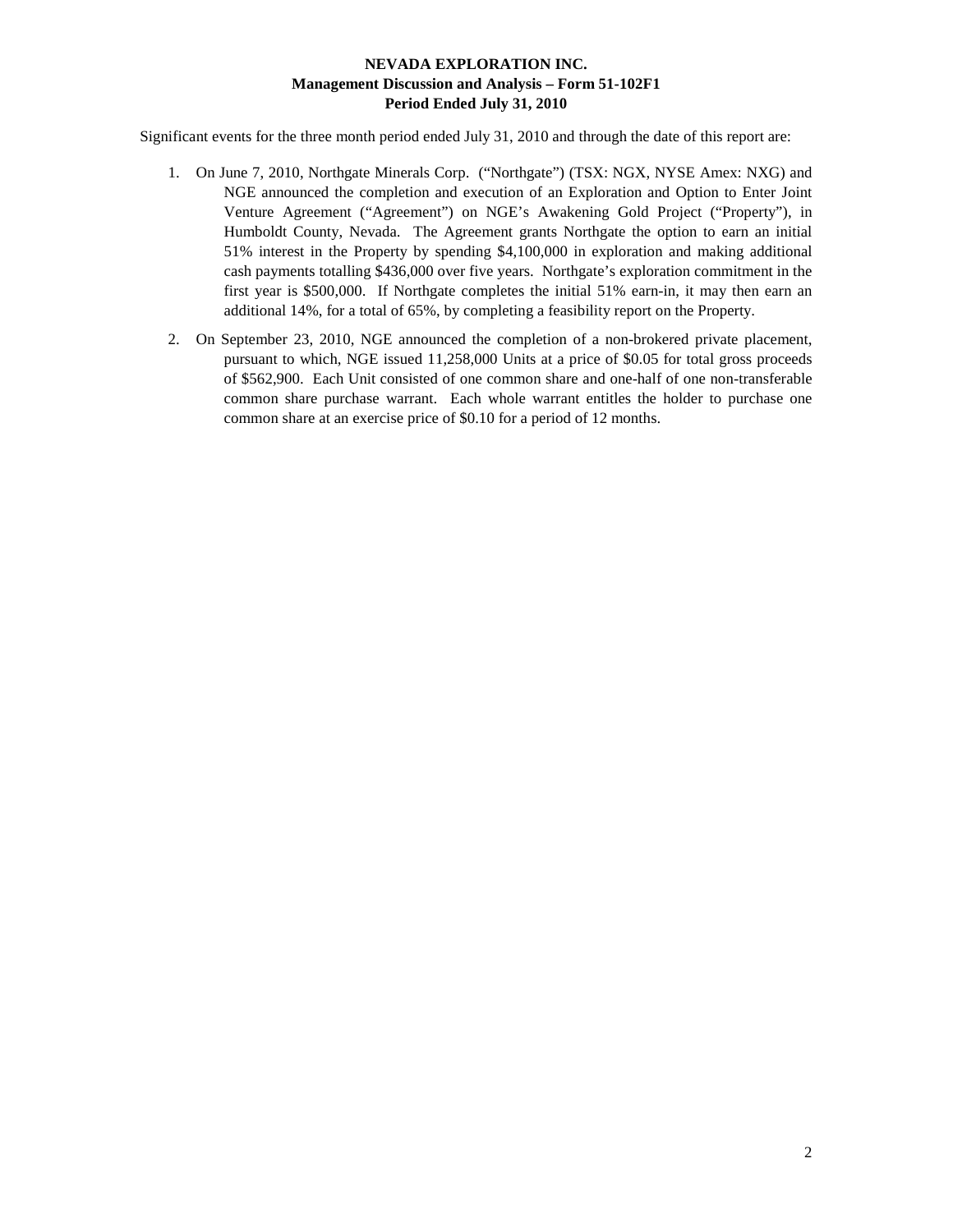Significant events for the three month period ended July 31, 2010 and through the date of this report are:

1. On June 7, 2010, Northgate Minerals Corp. ("Northgate") (TSX: NGX, NYSE Amex: NXG) and NGE announced the completion and execution of an Exploration and Option to Enter Joint Venture Agreement ("Agreement") on NGE's Awakening Gold Project ("Property"), in Humboldt County, Nevada. The Agreement grants Northgate the option to earn an initial 51% interest in the Property by spending $4,100,000 in exploration and making additional cash payments totalling $436,000 over five years. Northgate's exploration commitment in the first year is $500,000. If Northgate completes the initial 51% earn-in, it may then earn an additional 14%, for a total of 65%, by completing a feasibility report on the Property.

2. On September 23, 2010, NGE announced the completion of a non-brokered private placement, pursuant to which, NGE issued 11,258,000 Units at a price of $0.05 for total gross proceeds of $562,900. Each Unit consisted of one common share and one-half of one non-transferable common share purchase warrant. Each whole warrant entitles the holder to purchase one common share at an exercise price of $0.10 for a period of 12 months.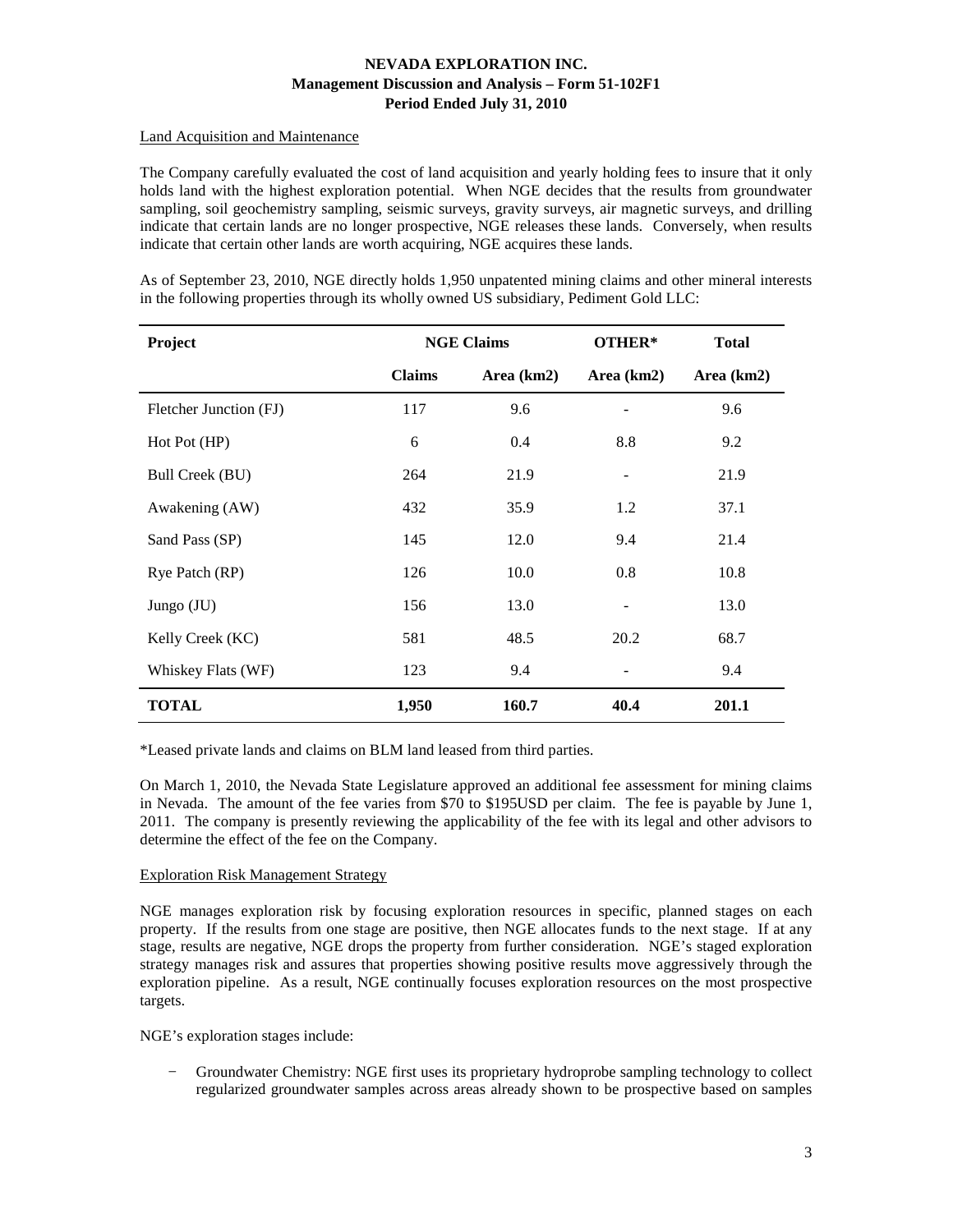### Land Acquisition and Maintenance

The Company carefully evaluated the cost of land acquisition and yearly holding fees to insure that it only holds land with the highest exploration potential. When NGE decides that the results from groundwater sampling, soil geochemistry sampling, seismic surveys, gravity surveys, air magnetic surveys, and drilling indicate that certain lands are no longer prospective, NGE releases these lands. Conversely, when results indicate that certain other lands are worth acquiring, NGE acquires these lands.

As of September 23, 2010, NGE directly holds 1,950 unpatented mining claims and other mineral interests in the following properties through its wholly owned US subsidiary, Pediment Gold LLC:

| Project | NGE Claims | | OTHER* | Total |
|---|---|---|---|---|
| | Claims | Area (km2) | Area (km2) | Area (km2) |
| Fletcher Junction (FJ) | 117 | 9.6 | - | 9.6 |
| Hot Pot (HP) | 6 | 0.4 | 8.8 | 9.2 |
| Bull Creek (BU) | 264 | 21.9 | - | 21.9 |
| Awakening (AW) | 432 | 35.9 | 1.2 | 37.1 |
| Sand Pass (SP) | 145 | 12.0 | 9.4 | 21.4 |
| Rye Patch (RP) | 126 | 10.0 | 0.8 | 10.8 |
| Jungo (JU) | 156 | 13.0 | - | 13.0 |
| Kelly Creek (KC) | 581 | 48.5 | 20.2 | 68.7 |
| Whiskey Flats (WF) | 123 | 9.4 | - | 9.4 |
| **TOTAL** | **1,950** | **160.7** | **40.4** | **201.1** |

*Leased private lands and claims on BLM land leased from third parties.

On March 1, 2010, the Nevada State Legislature approved an additional fee assessment for mining claims in Nevada. The amount of the fee varies from $70 to $195USD per claim. The fee is payable by June 1, 2011. The company is presently reviewing the applicability of the fee with its legal and other advisors to determine the effect of the fee on the Company.

### Exploration Risk Management Strategy

NGE manages exploration risk by focusing exploration resources in specific, planned stages on each property. If the results from one stage are positive, then NGE allocates funds to the next stage. If at any stage, results are negative, NGE drops the property from further consideration. NGE's staged exploration strategy manages risk and assures that properties showing positive results move aggressively through the exploration pipeline. As a result, NGE continually focuses exploration resources on the most prospective targets.

NGE's exploration stages include:

- Groundwater Chemistry: NGE first uses its proprietary hydroprobe sampling technology to collect regularized groundwater samples across areas already shown to be prospective based on samples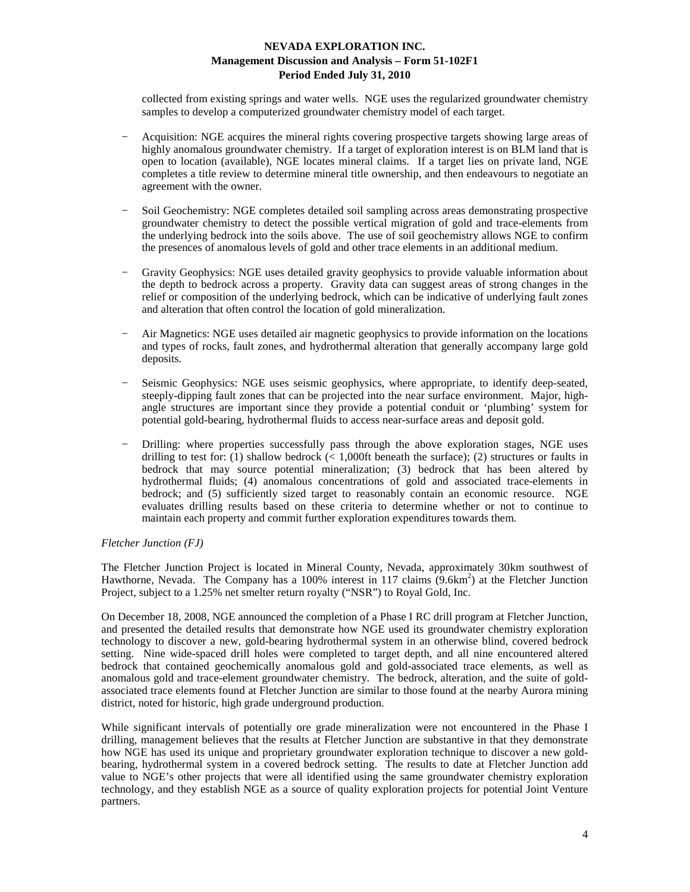collected from existing springs and water wells. NGE uses the regularized groundwater chemistry samples to develop a computerized groundwater chemistry model of each target.

- Acquisition: NGE acquires the mineral rights covering prospective targets showing large areas of highly anomalous groundwater chemistry. If a target of exploration interest is on BLM land that is open to location (available), NGE locates mineral claims. If a target lies on private land, NGE completes a title review to determine mineral title ownership, and then endeavours to negotiate an agreement with the owner.

- Soil Geochemistry: NGE completes detailed soil sampling across areas demonstrating prospective groundwater chemistry to detect the possible vertical migration of gold and trace-elements from the underlying bedrock into the soils above. The use of soil geochemistry allows NGE to confirm the presences of anomalous levels of gold and other trace elements in an additional medium.

- Gravity Geophysics: NGE uses detailed gravity geophysics to provide valuable information about the depth to bedrock across a property. Gravity data can suggest areas of strong changes in the relief or composition of the underlying bedrock, which can be indicative of underlying fault zones and alteration that often control the location of gold mineralization.

- Air Magnetics: NGE uses detailed air magnetic geophysics to provide information on the locations and types of rocks, fault zones, and hydrothermal alteration that generally accompany large gold deposits.

- Seismic Geophysics: NGE uses seismic geophysics, where appropriate, to identify deep-seated, steeply-dipping fault zones that can be projected into the near surface environment. Major, high-angle structures are important since they provide a potential conduit or 'plumbing' system for potential gold-bearing, hydrothermal fluids to access near-surface areas and deposit gold.

- Drilling: where properties successfully pass through the above exploration stages, NGE uses drilling to test for: (1) shallow bedrock (< 1,000ft beneath the surface); (2) structures or faults in bedrock that may source potential mineralization; (3) bedrock that has been altered by hydrothermal fluids; (4) anomalous concentrations of gold and associated trace-elements in bedrock; and (5) sufficiently sized target to reasonably contain an economic resource. NGE evaluates drilling results based on these criteria to determine whether or not to continue to maintain each property and commit further exploration expenditures towards them.

*Fletcher Junction (FJ)*

The Fletcher Junction Project is located in Mineral County, Nevada, approximately 30km southwest of Hawthorne, Nevada. The Company has a 100% interest in 117 claims ($9.6km^2$) at the Fletcher Junction Project, subject to a 1.25% net smelter return royalty ("NSR") to Royal Gold, Inc.

On December 18, 2008, NGE announced the completion of a Phase I RC drill program at Fletcher Junction, and presented the detailed results that demonstrate how NGE used its groundwater chemistry exploration technology to discover a new, gold-bearing hydrothermal system in an otherwise blind, covered bedrock setting. Nine wide-spaced drill holes were completed to target depth, and all nine encountered altered bedrock that contained geochemically anomalous gold and gold-associated trace elements, as well as anomalous gold and trace-element groundwater chemistry. The bedrock, alteration, and the suite of gold-associated trace elements found at Fletcher Junction are similar to those found at the nearby Aurora mining district, noted for historic, high grade underground production.

While significant intervals of potentially ore grade mineralization were not encountered in the Phase I drilling, management believes that the results at Fletcher Junction are substantive in that they demonstrate how NGE has used its unique and proprietary groundwater exploration technique to discover a new gold-bearing, hydrothermal system in a covered bedrock setting. The results to date at Fletcher Junction add value to NGE's other projects that were all identified using the same groundwater chemistry exploration technology, and they establish NGE as a source of quality exploration projects for potential Joint Venture partners.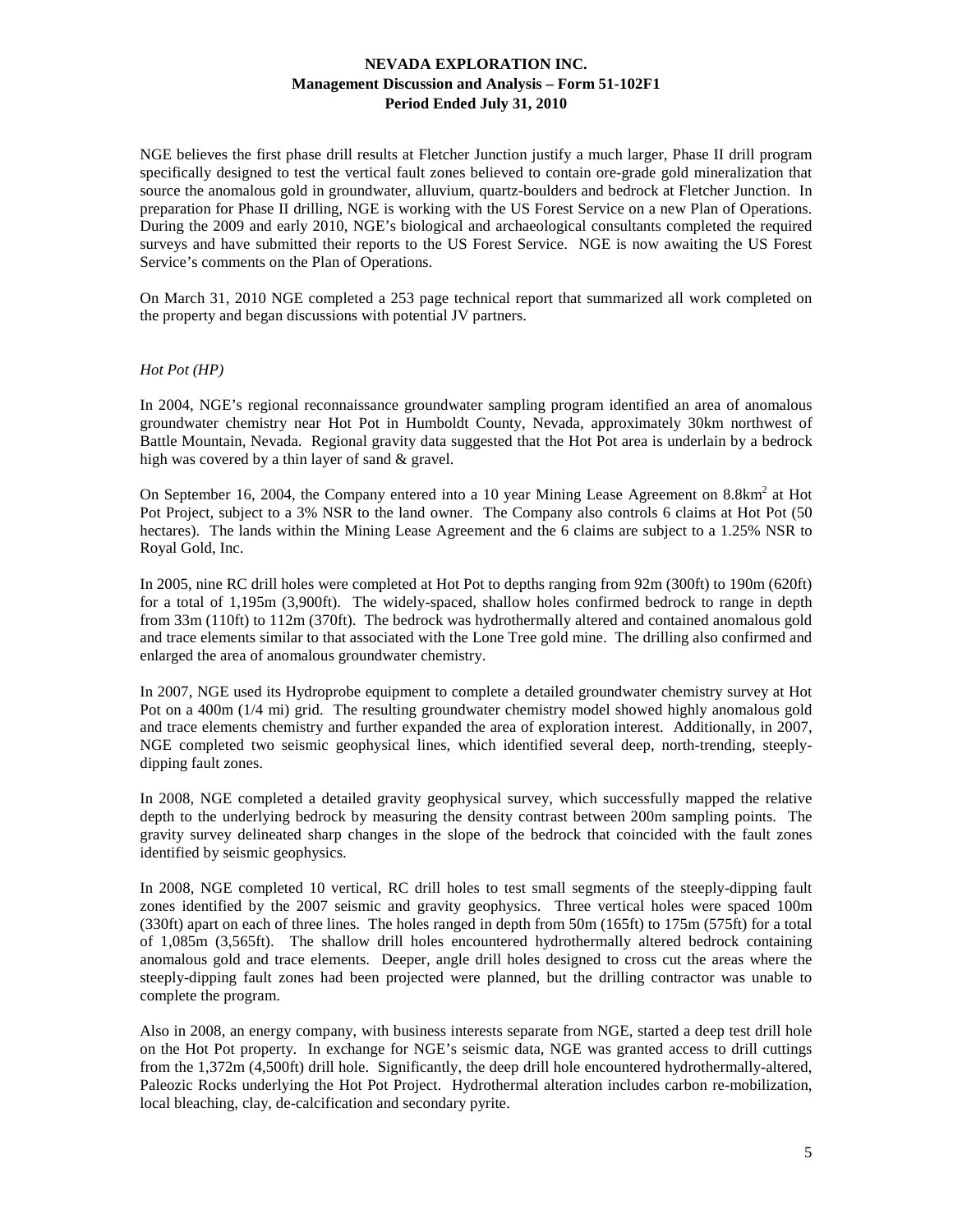NGE believes the first phase drill results at Fletcher Junction justify a much larger, Phase II drill program specifically designed to test the vertical fault zones believed to contain ore-grade gold mineralization that source the anomalous gold in groundwater, alluvium, quartz-boulders and bedrock at Fletcher Junction. In preparation for Phase II drilling, NGE is working with the US Forest Service on a new Plan of Operations. During the 2009 and early 2010, NGE's biological and archaeological consultants completed the required surveys and have submitted their reports to the US Forest Service. NGE is now awaiting the US Forest Service's comments on the Plan of Operations.

On March 31, 2010 NGE completed a 253 page technical report that summarized all work completed on the property and began discussions with potential JV partners.

*Hot Pot (HP)*

In 2004, NGE's regional reconnaissance groundwater sampling program identified an area of anomalous groundwater chemistry near Hot Pot in Humboldt County, Nevada, approximately 30km northwest of Battle Mountain, Nevada. Regional gravity data suggested that the Hot Pot area is underlain by a bedrock high was covered by a thin layer of sand & gravel.

On September 16, 2004, the Company entered into a 10 year Mining Lease Agreement on 8.8km$^2$ at Hot Pot Project, subject to a 3% NSR to the land owner. The Company also controls 6 claims at Hot Pot (50 hectares). The lands within the Mining Lease Agreement and the 6 claims are subject to a 1.25% NSR to Royal Gold, Inc.

In 2005, nine RC drill holes were completed at Hot Pot to depths ranging from 92m (300ft) to 190m (620ft) for a total of 1,195m (3,900ft). The widely-spaced, shallow holes confirmed bedrock to range in depth from 33m (110ft) to 112m (370ft). The bedrock was hydrothermally altered and contained anomalous gold and trace elements similar to that associated with the Lone Tree gold mine. The drilling also confirmed and enlarged the area of anomalous groundwater chemistry.

In 2007, NGE used its Hydroprobe equipment to complete a detailed groundwater chemistry survey at Hot Pot on a 400m (1/4 mi) grid. The resulting groundwater chemistry model showed highly anomalous gold and trace elements chemistry and further expanded the area of exploration interest. Additionally, in 2007, NGE completed two seismic geophysical lines, which identified several deep, north-trending, steeply-dipping fault zones.

In 2008, NGE completed a detailed gravity geophysical survey, which successfully mapped the relative depth to the underlying bedrock by measuring the density contrast between 200m sampling points. The gravity survey delineated sharp changes in the slope of the bedrock that coincided with the fault zones identified by seismic geophysics.

In 2008, NGE completed 10 vertical, RC drill holes to test small segments of the steeply-dipping fault zones identified by the 2007 seismic and gravity geophysics. Three vertical holes were spaced 100m (330ft) apart on each of three lines. The holes ranged in depth from 50m (165ft) to 175m (575ft) for a total of 1,085m (3,565ft). The shallow drill holes encountered hydrothermally altered bedrock containing anomalous gold and trace elements. Deeper, angle drill holes designed to cross cut the areas where the steeply-dipping fault zones had been projected were planned, but the drilling contractor was unable to complete the program.

Also in 2008, an energy company, with business interests separate from NGE, started a deep test drill hole on the Hot Pot property. In exchange for NGE's seismic data, NGE was granted access to drill cuttings from the 1,372m (4,500ft) drill hole. Significantly, the deep drill hole encountered hydrothermally-altered, Paleozic Rocks underlying the Hot Pot Project. Hydrothermal alteration includes carbon re-mobilization, local bleaching, clay, de-calcification and secondary pyrite.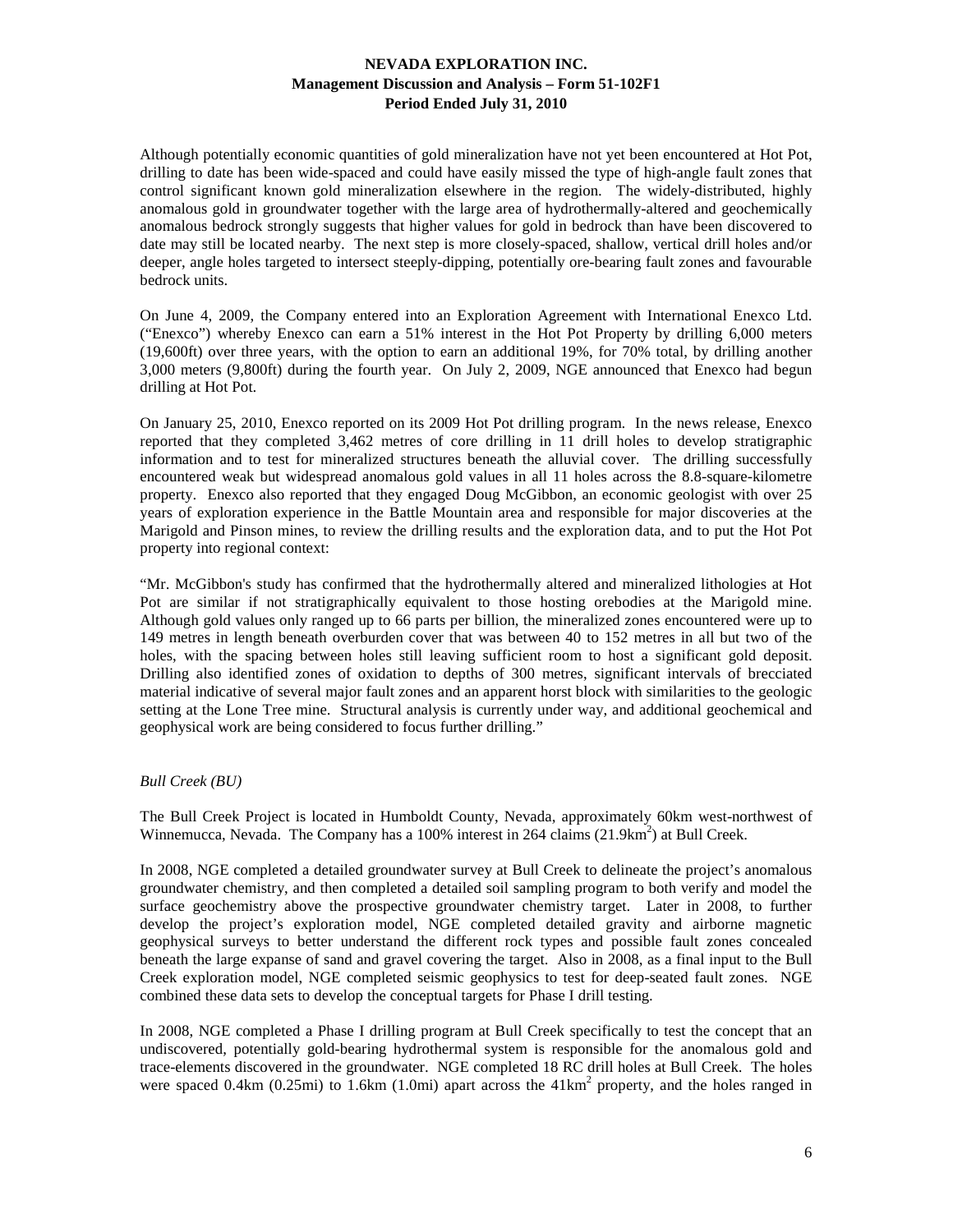Although potentially economic quantities of gold mineralization have not yet been encountered at Hot Pot, drilling to date has been wide-spaced and could have easily missed the type of high-angle fault zones that control significant known gold mineralization elsewhere in the region. The widely-distributed, highly anomalous gold in groundwater together with the large area of hydrothermally-altered and geochemically anomalous bedrock strongly suggests that higher values for gold in bedrock than have been discovered to date may still be located nearby. The next step is more closely-spaced, shallow, vertical drill holes and/or deeper, angle holes targeted to intersect steeply-dipping, potentially ore-bearing fault zones and favourable bedrock units.

On June 4, 2009, the Company entered into an Exploration Agreement with International Enexco Ltd. ("Enexco") whereby Enexco can earn a 51% interest in the Hot Pot Property by drilling 6,000 meters (19,600ft) over three years, with the option to earn an additional 19%, for 70% total, by drilling another 3,000 meters (9,800ft) during the fourth year. On July 2, 2009, NGE announced that Enexco had begun drilling at Hot Pot.

On January 25, 2010, Enexco reported on its 2009 Hot Pot drilling program. In the news release, Enexco reported that they completed 3,462 metres of core drilling in 11 drill holes to develop stratigraphic information and to test for mineralized structures beneath the alluvial cover. The drilling successfully encountered weak but widespread anomalous gold values in all 11 holes across the 8.8-square-kilometre property. Enexco also reported that they engaged Doug McGibbon, an economic geologist with over 25 years of exploration experience in the Battle Mountain area and responsible for major discoveries at the Marigold and Pinson mines, to review the drilling results and the exploration data, and to put the Hot Pot property into regional context:

"Mr. McGibbon's study has confirmed that the hydrothermally altered and mineralized lithologies at Hot Pot are similar if not stratigraphically equivalent to those hosting orebodies at the Marigold mine. Although gold values only ranged up to 66 parts per billion, the mineralized zones encountered were up to 149 metres in length beneath overburden cover that was between 40 to 152 metres in all but two of the holes, with the spacing between holes still leaving sufficient room to host a significant gold deposit. Drilling also identified zones of oxidation to depths of 300 metres, significant intervals of brecciated material indicative of several major fault zones and an apparent horst block with similarities to the geologic setting at the Lone Tree mine. Structural analysis is currently under way, and additional geochemical and geophysical work are being considered to focus further drilling."

*Bull Creek (BU)*

The Bull Creek Project is located in Humboldt County, Nevada, approximately 60km west-northwest of Winnemucca, Nevada. The Company has a 100% interest in 264 claims (21.9km$^2$) at Bull Creek.

In 2008, NGE completed a detailed groundwater survey at Bull Creek to delineate the project's anomalous groundwater chemistry, and then completed a detailed soil sampling program to both verify and model the surface geochemistry above the prospective groundwater chemistry target. Later in 2008, to further develop the project's exploration model, NGE completed detailed gravity and airborne magnetic geophysical surveys to better understand the different rock types and possible fault zones concealed beneath the large expanse of sand and gravel covering the target. Also in 2008, as a final input to the Bull Creek exploration model, NGE completed seismic geophysics to test for deep-seated fault zones. NGE combined these data sets to develop the conceptual targets for Phase I drill testing.

In 2008, NGE completed a Phase I drilling program at Bull Creek specifically to test the concept that an undiscovered, potentially gold-bearing hydrothermal system is responsible for the anomalous gold and trace-elements discovered in the groundwater. NGE completed 18 RC drill holes at Bull Creek. The holes were spaced 0.4km (0.25mi) to 1.6km (1.0mi) apart across the 41km$^2$ property, and the holes ranged in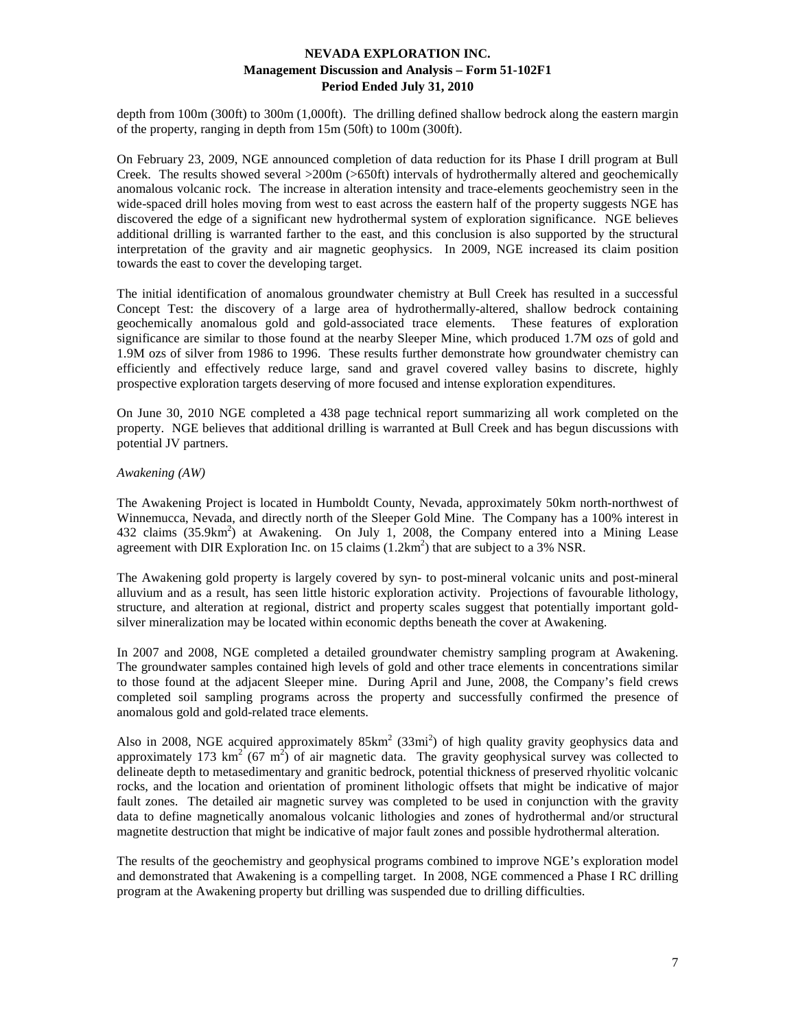depth from 100m (300ft) to 300m (1,000ft). The drilling defined shallow bedrock along the eastern margin of the property, ranging in depth from 15m (50ft) to 100m (300ft).

On February 23, 2009, NGE announced completion of data reduction for its Phase I drill program at Bull Creek. The results showed several >200m (>650ft) intervals of hydrothermally altered and geochemically anomalous volcanic rock. The increase in alteration intensity and trace-elements geochemistry seen in the wide-spaced drill holes moving from west to east across the eastern half of the property suggests NGE has discovered the edge of a significant new hydrothermal system of exploration significance. NGE believes additional drilling is warranted farther to the east, and this conclusion is also supported by the structural interpretation of the gravity and air magnetic geophysics. In 2009, NGE increased its claim position towards the east to cover the developing target.

The initial identification of anomalous groundwater chemistry at Bull Creek has resulted in a successful Concept Test: the discovery of a large area of hydrothermally-altered, shallow bedrock containing geochemically anomalous gold and gold-associated trace elements. These features of exploration significance are similar to those found at the nearby Sleeper Mine, which produced 1.7M ozs of gold and 1.9M ozs of silver from 1986 to 1996. These results further demonstrate how groundwater chemistry can efficiently and effectively reduce large, sand and gravel covered valley basins to discrete, highly prospective exploration targets deserving of more focused and intense exploration expenditures.

On June 30, 2010 NGE completed a 438 page technical report summarizing all work completed on the property. NGE believes that additional drilling is warranted at Bull Creek and has begun discussions with potential JV partners.

*Awakening (AW)*

The Awakening Project is located in Humboldt County, Nevada, approximately 50km north-northwest of Winnemucca, Nevada, and directly north of the Sleeper Gold Mine. The Company has a 100% interest in 432 claims (35.9km$^2$) at Awakening. On July 1, 2008, the Company entered into a Mining Lease agreement with DIR Exploration Inc. on 15 claims (1.2km$^2$) that are subject to a 3% NSR.

The Awakening gold property is largely covered by syn- to post-mineral volcanic units and post-mineral alluvium and as a result, has seen little historic exploration activity. Projections of favourable lithology, structure, and alteration at regional, district and property scales suggest that potentially important gold-silver mineralization may be located within economic depths beneath the cover at Awakening.

In 2007 and 2008, NGE completed a detailed groundwater chemistry sampling program at Awakening. The groundwater samples contained high levels of gold and other trace elements in concentrations similar to those found at the adjacent Sleeper mine. During April and June, 2008, the Company's field crews completed soil sampling programs across the property and successfully confirmed the presence of anomalous gold and gold-related trace elements.

Also in 2008, NGE acquired approximately 85km$^2$ (33mi$^2$) of high quality gravity geophysics data and approximately 173 km$^2$ (67 m$^2$) of air magnetic data. The gravity geophysical survey was collected to delineate depth to metasedimentary and granitic bedrock, potential thickness of preserved rhyolitic volcanic rocks, and the location and orientation of prominent lithologic offsets that might be indicative of major fault zones. The detailed air magnetic survey was completed to be used in conjunction with the gravity data to define magnetically anomalous volcanic lithologies and zones of hydrothermal and/or structural magnetite destruction that might be indicative of major fault zones and possible hydrothermal alteration.

The results of the geochemistry and geophysical programs combined to improve NGE's exploration model and demonstrated that Awakening is a compelling target. In 2008, NGE commenced a Phase I RC drilling program at the Awakening property but drilling was suspended due to drilling difficulties.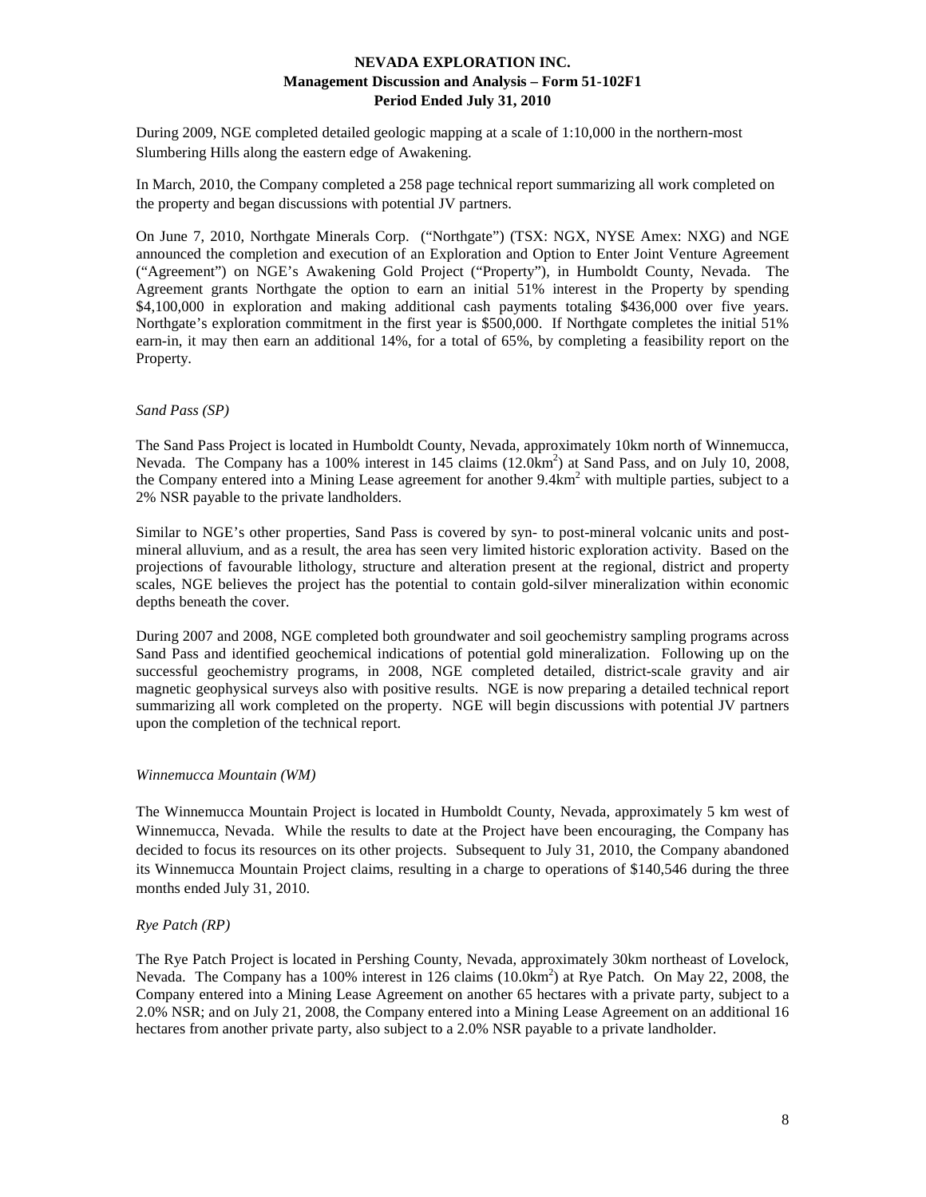During 2009, NGE completed detailed geologic mapping at a scale of 1:10,000 in the northern-most Slumbering Hills along the eastern edge of Awakening.

In March, 2010, the Company completed a 258 page technical report summarizing all work completed on the property and began discussions with potential JV partners.

On June 7, 2010, Northgate Minerals Corp. ("Northgate") (TSX: NGX, NYSE Amex: NXG) and NGE announced the completion and execution of an Exploration and Option to Enter Joint Venture Agreement ("Agreement") on NGE's Awakening Gold Project ("Property"), in Humboldt County, Nevada. The Agreement grants Northgate the option to earn an initial 51% interest in the Property by spending \$4,100,000 in exploration and making additional cash payments totaling \$436,000 over five years. Northgate's exploration commitment in the first year is \$500,000. If Northgate completes the initial 51% earn-in, it may then earn an additional 14%, for a total of 65%, by completing a feasibility report on the Property.

*Sand Pass (SP)*

The Sand Pass Project is located in Humboldt County, Nevada, approximately 10km north of Winnemucca, Nevada. The Company has a 100% interest in 145 claims (12.0km$^2$) at Sand Pass, and on July 10, 2008, the Company entered into a Mining Lease agreement for another 9.4km$^2$ with multiple parties, subject to a 2% NSR payable to the private landholders.

Similar to NGE's other properties, Sand Pass is covered by syn- to post-mineral volcanic units and post-mineral alluvium, and as a result, the area has seen very limited historic exploration activity. Based on the projections of favourable lithology, structure and alteration present at the regional, district and property scales, NGE believes the project has the potential to contain gold-silver mineralization within economic depths beneath the cover.

During 2007 and 2008, NGE completed both groundwater and soil geochemistry sampling programs across Sand Pass and identified geochemical indications of potential gold mineralization. Following up on the successful geochemistry programs, in 2008, NGE completed detailed, district-scale gravity and air magnetic geophysical surveys also with positive results. NGE is now preparing a detailed technical report summarizing all work completed on the property. NGE will begin discussions with potential JV partners upon the completion of the technical report.

*Winnemucca Mountain (WM)*

The Winnemucca Mountain Project is located in Humboldt County, Nevada, approximately 5 km west of Winnemucca, Nevada. While the results to date at the Project have been encouraging, the Company has decided to focus its resources on its other projects. Subsequent to July 31, 2010, the Company abandoned its Winnemucca Mountain Project claims, resulting in a charge to operations of \$140,546 during the three months ended July 31, 2010.

*Rye Patch (RP)*

The Rye Patch Project is located in Pershing County, Nevada, approximately 30km northeast of Lovelock, Nevada. The Company has a 100% interest in 126 claims (10.0km$^2$) at Rye Patch. On May 22, 2008, the Company entered into a Mining Lease Agreement on another 65 hectares with a private party, subject to a 2.0% NSR; and on July 21, 2008, the Company entered into a Mining Lease Agreement on an additional 16 hectares from another private party, also subject to a 2.0% NSR payable to a private landholder.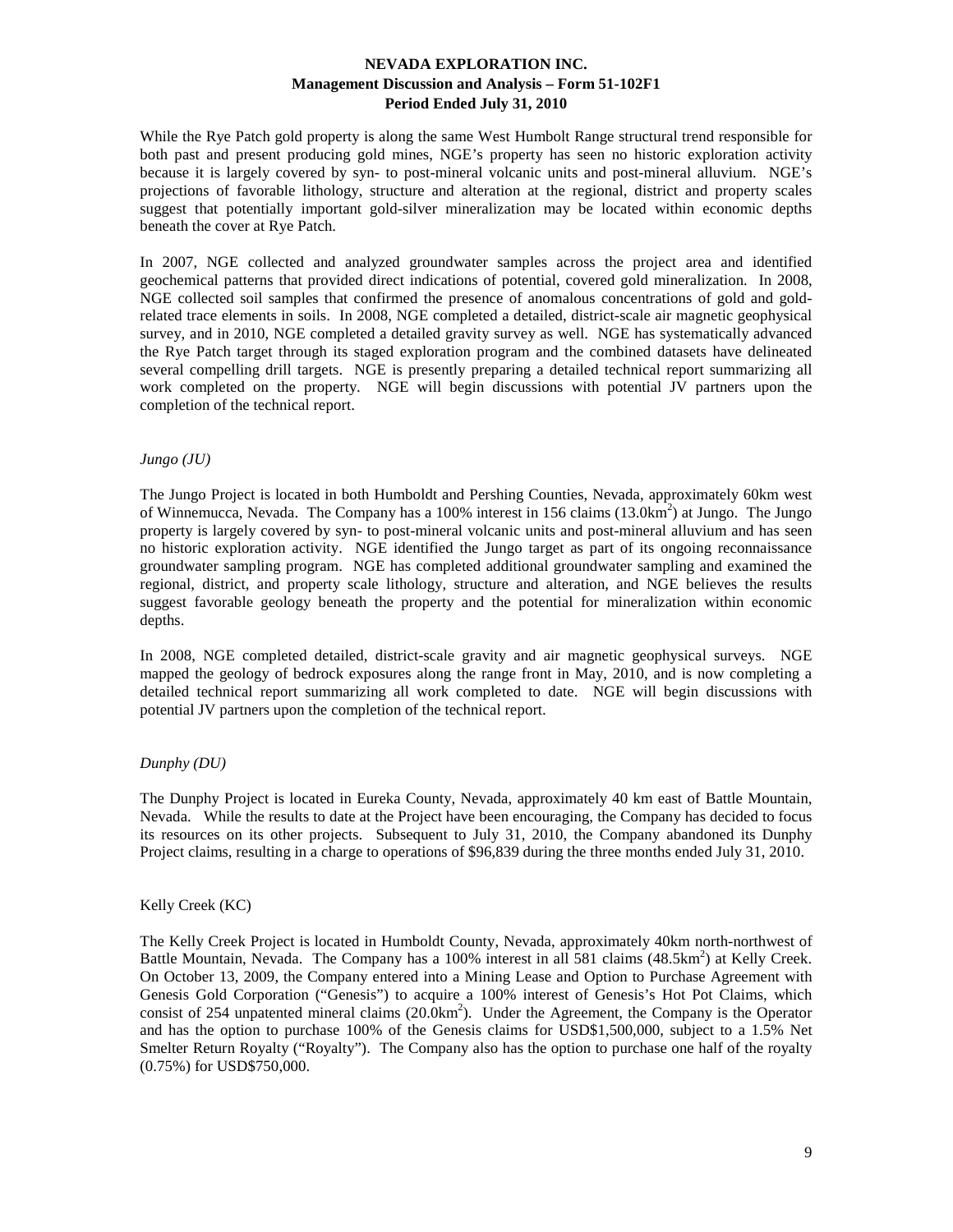While the Rye Patch gold property is along the same West Humbolt Range structural trend responsible for both past and present producing gold mines, NGE's property has seen no historic exploration activity because it is largely covered by syn- to post-mineral volcanic units and post-mineral alluvium. NGE's projections of favorable lithology, structure and alteration at the regional, district and property scales suggest that potentially important gold-silver mineralization may be located within economic depths beneath the cover at Rye Patch.

In 2007, NGE collected and analyzed groundwater samples across the project area and identified geochemical patterns that provided direct indications of potential, covered gold mineralization. In 2008, NGE collected soil samples that confirmed the presence of anomalous concentrations of gold and gold-related trace elements in soils. In 2008, NGE completed a detailed, district-scale air magnetic geophysical survey, and in 2010, NGE completed a detailed gravity survey as well. NGE has systematically advanced the Rye Patch target through its staged exploration program and the combined datasets have delineated several compelling drill targets. NGE is presently preparing a detailed technical report summarizing all work completed on the property. NGE will begin discussions with potential JV partners upon the completion of the technical report.

*Jungo (JU)*

The Jungo Project is located in both Humboldt and Pershing Counties, Nevada, approximately 60km west of Winnemucca, Nevada. The Company has a 100% interest in 156 claims (13.0km$^2$) at Jungo. The Jungo property is largely covered by syn- to post-mineral volcanic units and post-mineral alluvium and has seen no historic exploration activity. NGE identified the Jungo target as part of its ongoing reconnaissance groundwater sampling program. NGE has completed additional groundwater sampling and examined the regional, district, and property scale lithology, structure and alteration, and NGE believes the results suggest favorable geology beneath the property and the potential for mineralization within economic depths.

In 2008, NGE completed detailed, district-scale gravity and air magnetic geophysical surveys. NGE mapped the geology of bedrock exposures along the range front in May, 2010, and is now completing a detailed technical report summarizing all work completed to date. NGE will begin discussions with potential JV partners upon the completion of the technical report.

*Dunphy (DU)*

The Dunphy Project is located in Eureka County, Nevada, approximately 40 km east of Battle Mountain, Nevada. While the results to date at the Project have been encouraging, the Company has decided to focus its resources on its other projects. Subsequent to July 31, 2010, the Company abandoned its Dunphy Project claims, resulting in a charge to operations of $96,839 during the three months ended July 31, 2010.

Kelly Creek (KC)

The Kelly Creek Project is located in Humboldt County, Nevada, approximately 40km north-northwest of Battle Mountain, Nevada. The Company has a 100% interest in all 581 claims (48.5km$^2$) at Kelly Creek. On October 13, 2009, the Company entered into a Mining Lease and Option to Purchase Agreement with Genesis Gold Corporation ("Genesis") to acquire a 100% interest of Genesis's Hot Pot Claims, which consist of 254 unpatented mineral claims (20.0km$^2$). Under the Agreement, the Company is the Operator and has the option to purchase 100% of the Genesis claims for USD$1,500,000, subject to a 1.5% Net Smelter Return Royalty ("Royalty"). The Company also has the option to purchase one half of the royalty (0.75%) for USD$750,000.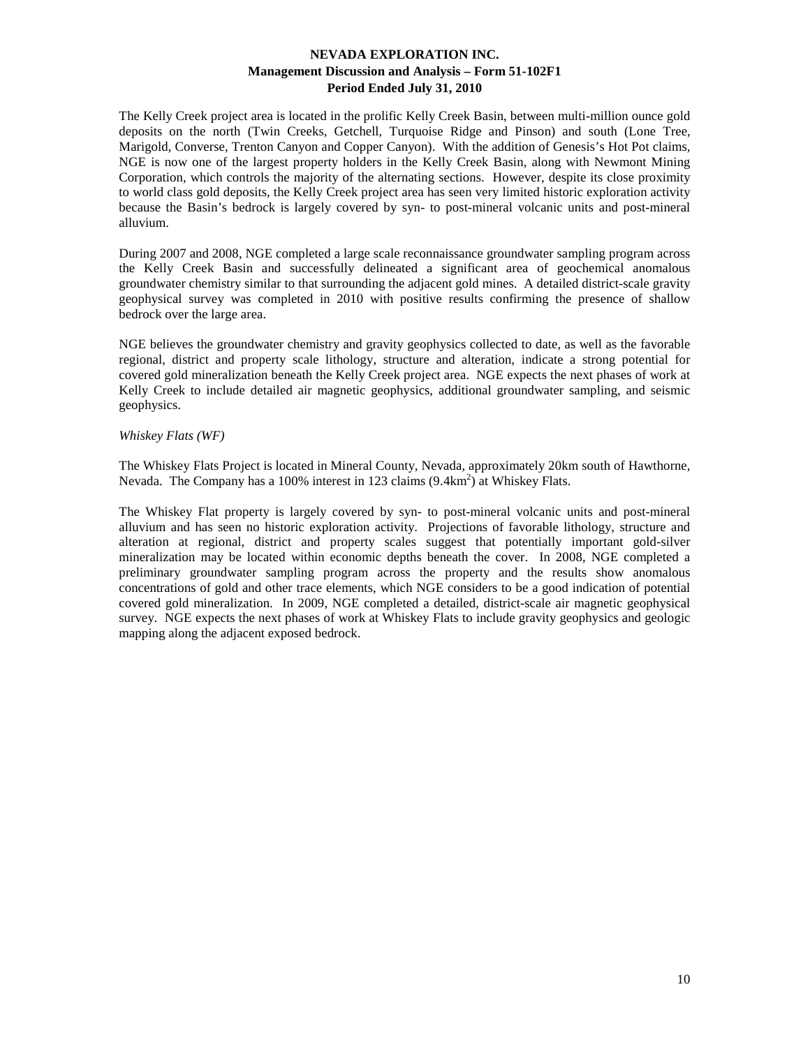The Kelly Creek project area is located in the prolific Kelly Creek Basin, between multi-million ounce gold deposits on the north (Twin Creeks, Getchell, Turquoise Ridge and Pinson) and south (Lone Tree, Marigold, Converse, Trenton Canyon and Copper Canyon). With the addition of Genesis's Hot Pot claims, NGE is now one of the largest property holders in the Kelly Creek Basin, along with Newmont Mining Corporation, which controls the majority of the alternating sections. However, despite its close proximity to world class gold deposits, the Kelly Creek project area has seen very limited historic exploration activity because the Basin's bedrock is largely covered by syn- to post-mineral volcanic units and post-mineral alluvium.

During 2007 and 2008, NGE completed a large scale reconnaissance groundwater sampling program across the Kelly Creek Basin and successfully delineated a significant area of geochemical anomalous groundwater chemistry similar to that surrounding the adjacent gold mines. A detailed district-scale gravity geophysical survey was completed in 2010 with positive results confirming the presence of shallow bedrock over the large area.

NGE believes the groundwater chemistry and gravity geophysics collected to date, as well as the favorable regional, district and property scale lithology, structure and alteration, indicate a strong potential for covered gold mineralization beneath the Kelly Creek project area. NGE expects the next phases of work at Kelly Creek to include detailed air magnetic geophysics, additional groundwater sampling, and seismic geophysics.

*Whiskey Flats (WF)*

The Whiskey Flats Project is located in Mineral County, Nevada, approximately 20km south of Hawthorne, Nevada. The Company has a 100% interest in 123 claims ($9.4km^2$) at Whiskey Flats.

The Whiskey Flat property is largely covered by syn- to post-mineral volcanic units and post-mineral alluvium and has seen no historic exploration activity. Projections of favorable lithology, structure and alteration at regional, district and property scales suggest that potentially important gold-silver mineralization may be located within economic depths beneath the cover. In 2008, NGE completed a preliminary groundwater sampling program across the property and the results show anomalous concentrations of gold and other trace elements, which NGE considers to be a good indication of potential covered gold mineralization. In 2009, NGE completed a detailed, district-scale air magnetic geophysical survey. NGE expects the next phases of work at Whiskey Flats to include gravity geophysics and geologic mapping along the adjacent exposed bedrock.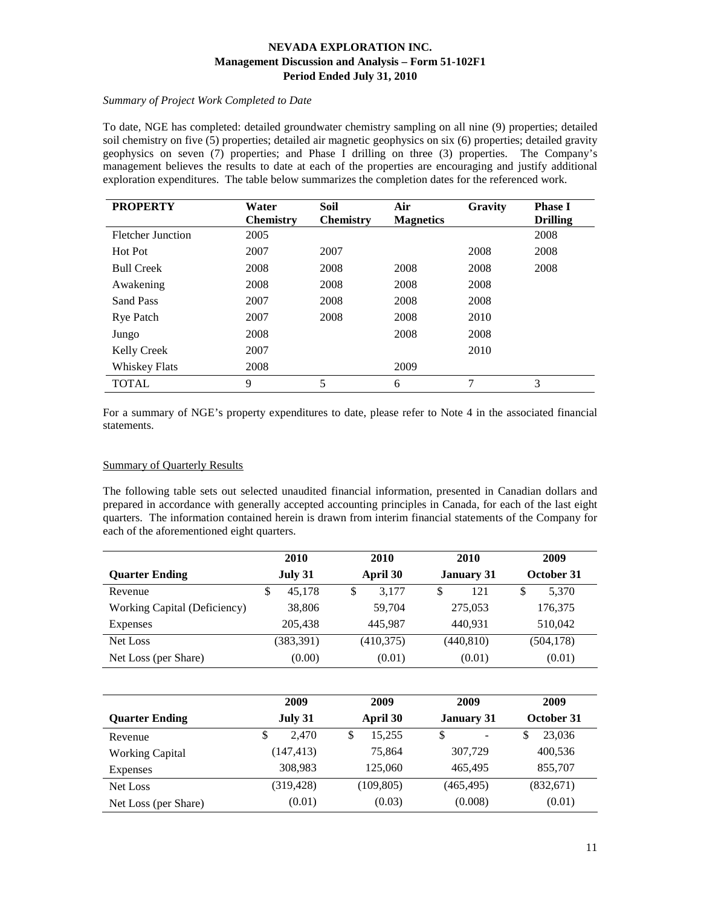*Summary of Project Work Completed to Date*

To date, NGE has completed: detailed groundwater chemistry sampling on all nine (9) properties; detailed soil chemistry on five (5) properties; detailed air magnetic geophysics on six (6) properties; detailed gravity geophysics on seven (7) properties; and Phase I drilling on three (3) properties. The Company's management believes the results to date at each of the properties are encouraging and justify additional exploration expenditures. The table below summarizes the completion dates for the referenced work.

| PROPERTY | Water Chemistry | Soil Chemistry | Air Magnetics | Gravity | Phase I Drilling |
|---|---|---|---|---|---|
| Fletcher Junction | 2005 | | | | 2008 |
| Hot Pot | 2007 | 2007 | | 2008 | 2008 |
| Bull Creek | 2008 | 2008 | 2008 | 2008 | 2008 |
| Awakening | 2008 | 2008 | 2008 | 2008 | |
| Sand Pass | 2007 | 2008 | 2008 | 2008 | |
| Rye Patch | 2007 | 2008 | 2008 | 2010 | |
| Jungo | 2008 | | 2008 | 2008 | |
| Kelly Creek | 2007 | | | 2010 | |
| Whiskey Flats | 2008 | | 2009 | | |
| TOTAL | 9 | 5 | 6 | 7 | 3 |

For a summary of NGE's property expenditures to date, please refer to Note 4 in the associated financial statements.

## Summary of Quarterly Results

The following table sets out selected unaudited financial information, presented in Canadian dollars and prepared in accordance with generally accepted accounting principles in Canada, for each of the last eight quarters. The information contained herein is drawn from interim financial statements of the Company for each of the aforementioned eight quarters.

| | 2010 | 2010 | 2010 | 2009 |
|---|---|---|---|---|
| **Quarter Ending** | **July 31** | **April 30** | **January 31** | **October 31** |
| Revenue | $ 45,178 | $ 3,177 | $ 121 | $ 5,370 |
| Working Capital (Deficiency) | 38,806 | 59,704 | 275,053 | 176,375 |
| Expenses | 205,438 | 445,987 | 440,931 | 510,042 |
| Net Loss | (383,391) | (410,375) | (440,810) | (504,178) |
| Net Loss (per Share) | (0.00) | (0.01) | (0.01) | (0.01) |

| | 2009 | 2009 | 2009 | 2009 |
|---|---|---|---|---|
| **Quarter Ending** | **July 31** | **April 30** | **January 31** | **October 31** |
| Revenue | $ 2,470 | $ 15,255 | $ - | $ 23,036 |
| Working Capital | (147,413) | 75,864 | 307,729 | 400,536 |
| Expenses | 308,983 | 125,060 | 465,495 | 855,707 |
| Net Loss | (319,428) | (109,805) | (465,495) | (832,671) |
| Net Loss (per Share) | (0.01) | (0.03) | (0.008) | (0.01) |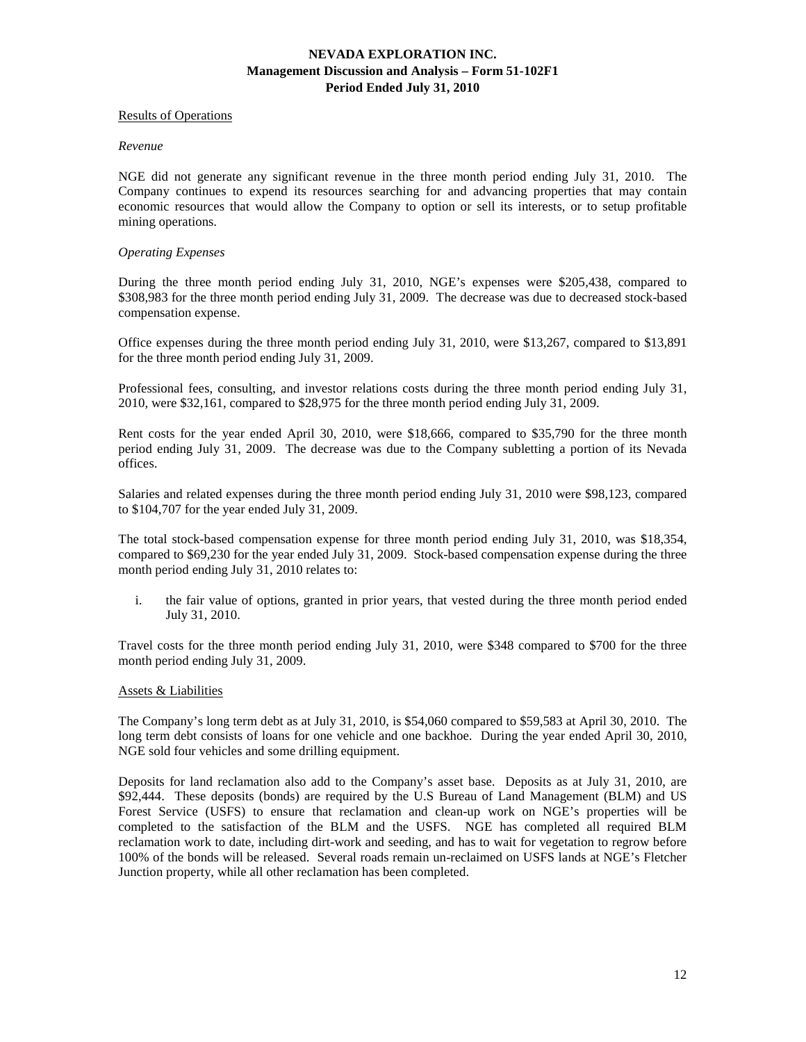## Results of Operations

*Revenue*

NGE did not generate any significant revenue in the three month period ending July 31, 2010. The Company continues to expend its resources searching for and advancing properties that may contain economic resources that would allow the Company to option or sell its interests, or to setup profitable mining operations.

*Operating Expenses*

During the three month period ending July 31, 2010, NGE's expenses were $205,438, compared to $308,983 for the three month period ending July 31, 2009. The decrease was due to decreased stock-based compensation expense.

Office expenses during the three month period ending July 31, 2010, were $13,267, compared to $13,891 for the three month period ending July 31, 2009.

Professional fees, consulting, and investor relations costs during the three month period ending July 31, 2010, were $32,161, compared to $28,975 for the three month period ending July 31, 2009.

Rent costs for the year ended April 30, 2010, were $18,666, compared to $35,790 for the three month period ending July 31, 2009. The decrease was due to the Company subletting a portion of its Nevada offices.

Salaries and related expenses during the three month period ending July 31, 2010 were $98,123, compared to $104,707 for the year ended July 31, 2009.

The total stock-based compensation expense for three month period ending July 31, 2010, was $18,354, compared to $69,230 for the year ended July 31, 2009. Stock-based compensation expense during the three month period ending July 31, 2010 relates to:

i. the fair value of options, granted in prior years, that vested during the three month period ended July 31, 2010.

Travel costs for the three month period ending July 31, 2010, were $348 compared to $700 for the three month period ending July 31, 2009.

## Assets & Liabilities

The Company's long term debt as at July 31, 2010, is $54,060 compared to $59,583 at April 30, 2010. The long term debt consists of loans for one vehicle and one backhoe. During the year ended April 30, 2010, NGE sold four vehicles and some drilling equipment.

Deposits for land reclamation also add to the Company's asset base. Deposits as at July 31, 2010, are $92,444. These deposits (bonds) are required by the U.S Bureau of Land Management (BLM) and US Forest Service (USFS) to ensure that reclamation and clean-up work on NGE's properties will be completed to the satisfaction of the BLM and the USFS. NGE has completed all required BLM reclamation work to date, including dirt-work and seeding, and has to wait for vegetation to regrow before 100% of the bonds will be released. Several roads remain un-reclaimed on USFS lands at NGE's Fletcher Junction property, while all other reclamation has been completed.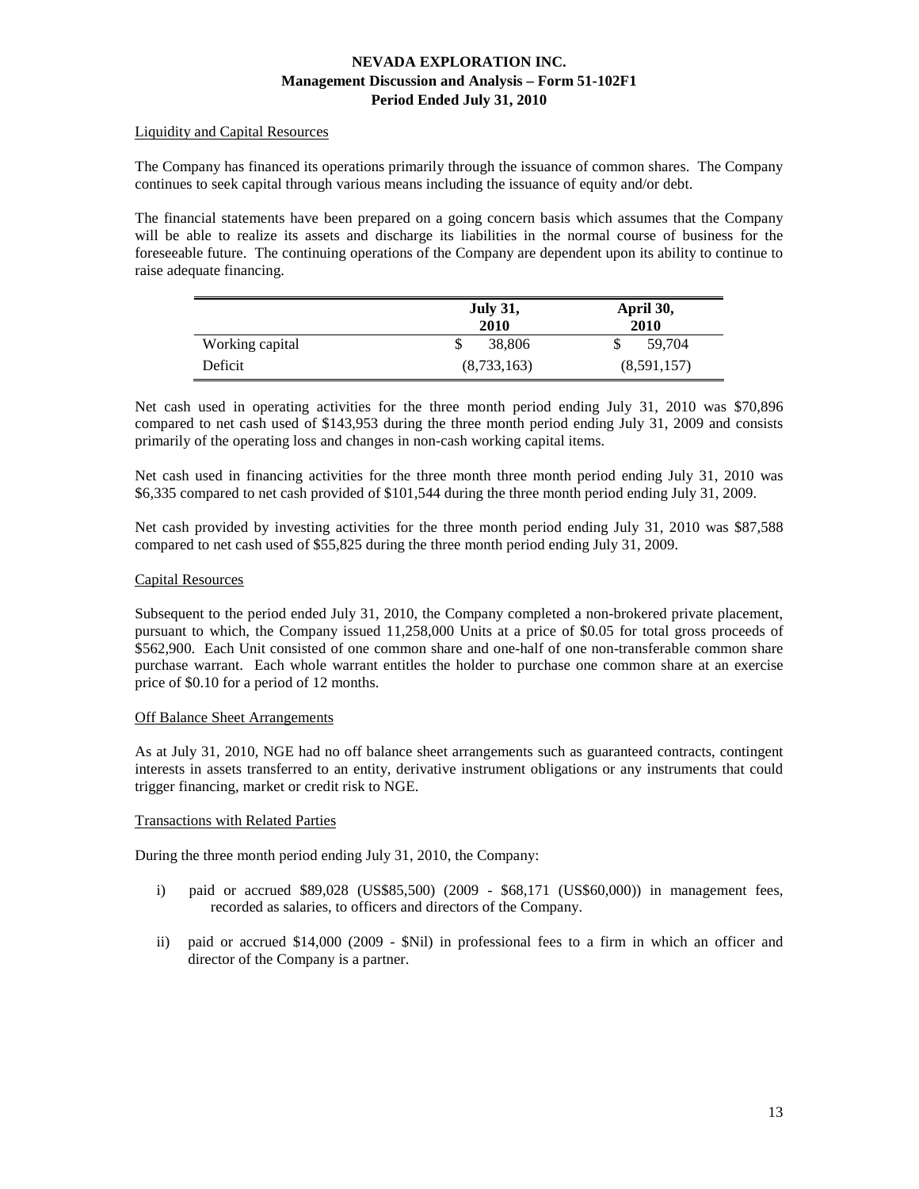#### Liquidity and Capital Resources

The Company has financed its operations primarily through the issuance of common shares. The Company continues to seek capital through various means including the issuance of equity and/or debt.

The financial statements have been prepared on a going concern basis which assumes that the Company will be able to realize its assets and discharge its liabilities in the normal course of business for the foreseeable future. The continuing operations of the Company are dependent upon its ability to continue to raise adequate financing.

| | **July 31, 2010** | **April 30, 2010** |
|---|---|---|
| Working capital | $ 38,806 | $ 59,704 |
| Deficit | (8,733,163) | (8,591,157) |

Net cash used in operating activities for the three month period ending July 31, 2010 was $70,896 compared to net cash used of $143,953 during the three month period ending July 31, 2009 and consists primarily of the operating loss and changes in non-cash working capital items.

Net cash used in financing activities for the three month three month period ending July 31, 2010 was $6,335 compared to net cash provided of $101,544 during the three month period ending July 31, 2009.

Net cash provided by investing activities for the three month period ending July 31, 2010 was $87,588 compared to net cash used of $55,825 during the three month period ending July 31, 2009.

#### Capital Resources

Subsequent to the period ended July 31, 2010, the Company completed a non-brokered private placement, pursuant to which, the Company issued 11,258,000 Units at a price of $0.05 for total gross proceeds of $562,900. Each Unit consisted of one common share and one-half of one non-transferable common share purchase warrant. Each whole warrant entitles the holder to purchase one common share at an exercise price of $0.10 for a period of 12 months.

#### Off Balance Sheet Arrangements

As at July 31, 2010, NGE had no off balance sheet arrangements such as guaranteed contracts, contingent interests in assets transferred to an entity, derivative instrument obligations or any instruments that could trigger financing, market or credit risk to NGE.

#### Transactions with Related Parties

During the three month period ending July 31, 2010, the Company:

i) paid or accrued $89,028 (US$85,500) (2009 - $68,171 (US$60,000)) in management fees, recorded as salaries, to officers and directors of the Company.

ii) paid or accrued $14,000 (2009 - $Nil) in professional fees to a firm in which an officer and director of the Company is a partner.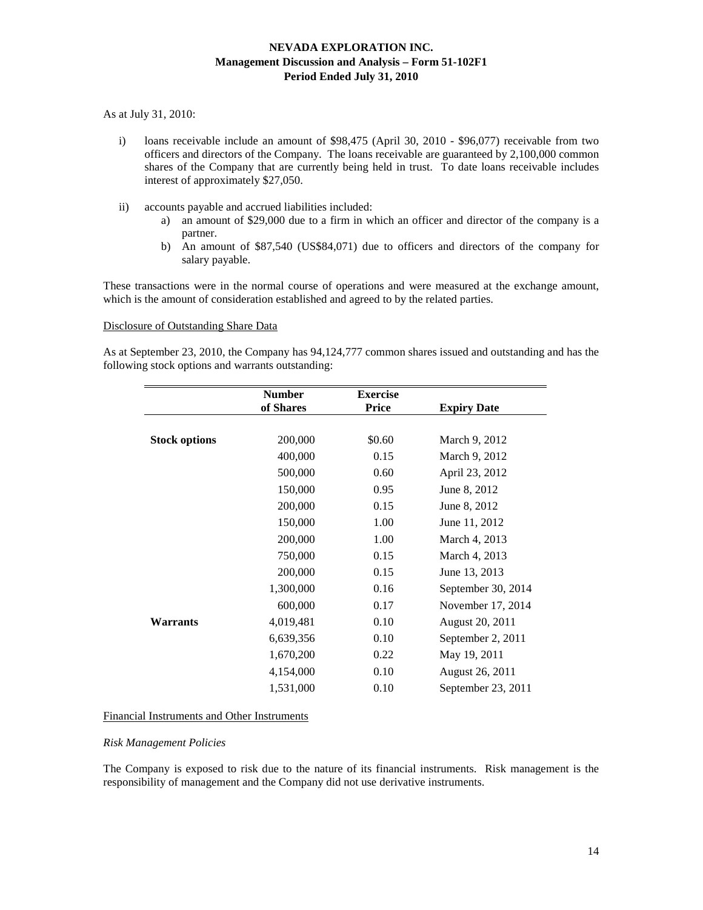As at July 31, 2010:

i) loans receivable include an amount of $98,475 (April 30, 2010 - $96,077) receivable from two officers and directors of the Company. The loans receivable are guaranteed by 2,100,000 common shares of the Company that are currently being held in trust. To date loans receivable includes interest of approximately $27,050.

ii) accounts payable and accrued liabilities included:
   a) an amount of $29,000 due to a firm in which an officer and director of the company is a partner.
   b) An amount of $87,540 (US$84,071) due to officers and directors of the company for salary payable.

These transactions were in the normal course of operations and were measured at the exchange amount, which is the amount of consideration established and agreed to by the related parties.

Disclosure of Outstanding Share Data

As at September 23, 2010, the Company has 94,124,777 common shares issued and outstanding and has the following stock options and warrants outstanding:

| | Number of Shares | Exercise Price | Expiry Date |
|---|---|---|---|
| **Stock options** | 200,000 | $0.60 | March 9, 2012 |
| | 400,000 | 0.15 | March 9, 2012 |
| | 500,000 | 0.60 | April 23, 2012 |
| | 150,000 | 0.95 | June 8, 2012 |
| | 200,000 | 0.15 | June 8, 2012 |
| | 150,000 | 1.00 | June 11, 2012 |
| | 200,000 | 1.00 | March 4, 2013 |
| | 750,000 | 0.15 | March 4, 2013 |
| | 200,000 | 0.15 | June 13, 2013 |
| | 1,300,000 | 0.16 | September 30, 2014 |
| | 600,000 | 0.17 | November 17, 2014 |
| **Warrants** | 4,019,481 | 0.10 | August 20, 2011 |
| | 6,639,356 | 0.10 | September 2, 2011 |
| | 1,670,200 | 0.22 | May 19, 2011 |
| | 4,154,000 | 0.10 | August 26, 2011 |
| | 1,531,000 | 0.10 | September 23, 2011 |

Financial Instruments and Other Instruments

*Risk Management Policies*

The Company is exposed to risk due to the nature of its financial instruments. Risk management is the responsibility of management and the Company did not use derivative instruments.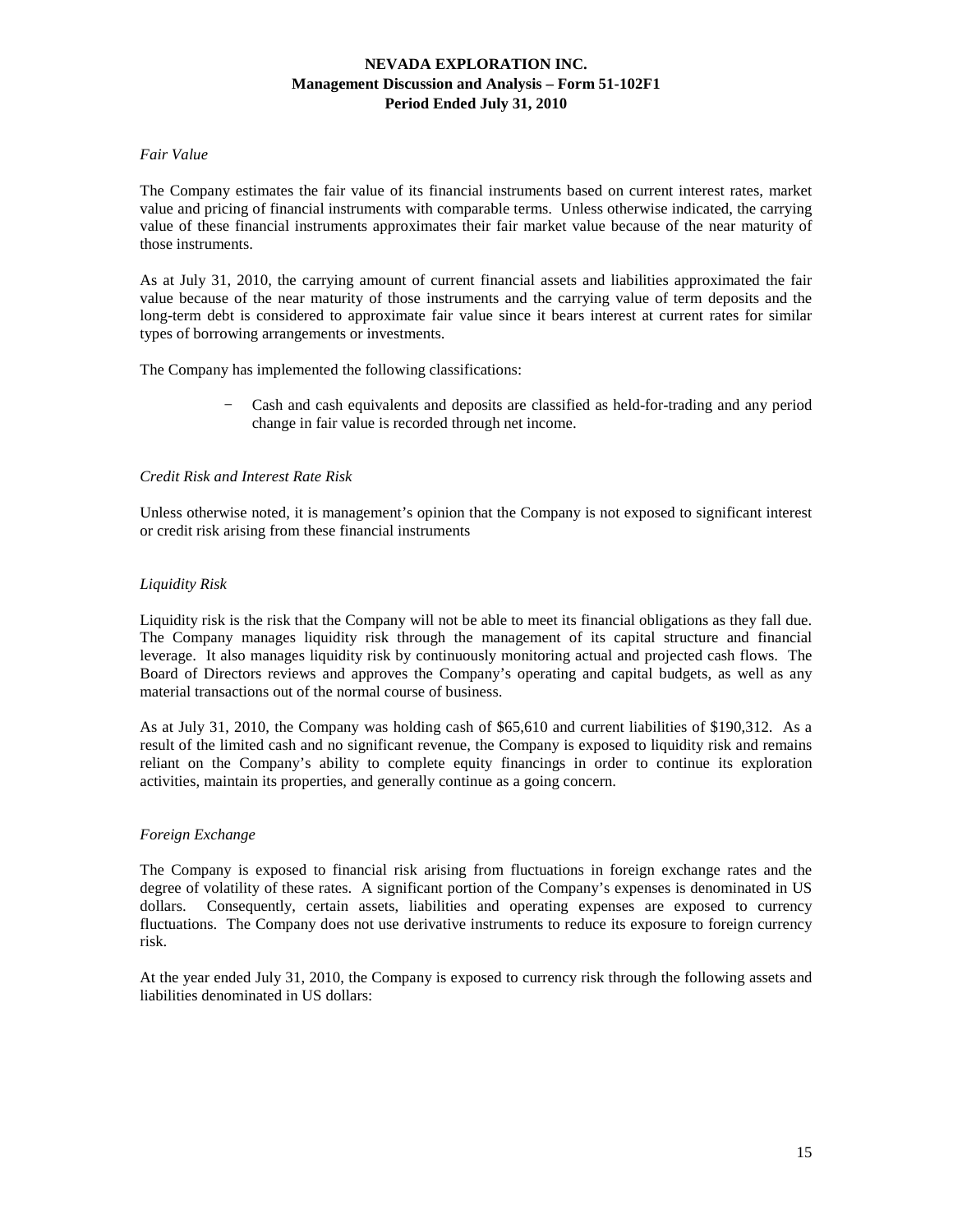*Fair Value*

The Company estimates the fair value of its financial instruments based on current interest rates, market value and pricing of financial instruments with comparable terms. Unless otherwise indicated, the carrying value of these financial instruments approximates their fair market value because of the near maturity of those instruments.

As at July 31, 2010, the carrying amount of current financial assets and liabilities approximated the fair value because of the near maturity of those instruments and the carrying value of term deposits and the long-term debt is considered to approximate fair value since it bears interest at current rates for similar types of borrowing arrangements or investments.

The Company has implemented the following classifications:

- Cash and cash equivalents and deposits are classified as held-for-trading and any period change in fair value is recorded through net income.

*Credit Risk and Interest Rate Risk*

Unless otherwise noted, it is management's opinion that the Company is not exposed to significant interest or credit risk arising from these financial instruments

*Liquidity Risk*

Liquidity risk is the risk that the Company will not be able to meet its financial obligations as they fall due. The Company manages liquidity risk through the management of its capital structure and financial leverage. It also manages liquidity risk by continuously monitoring actual and projected cash flows. The Board of Directors reviews and approves the Company's operating and capital budgets, as well as any material transactions out of the normal course of business.

As at July 31, 2010, the Company was holding cash of $65,610 and current liabilities of $190,312. As a result of the limited cash and no significant revenue, the Company is exposed to liquidity risk and remains reliant on the Company's ability to complete equity financings in order to continue its exploration activities, maintain its properties, and generally continue as a going concern.

*Foreign Exchange*

The Company is exposed to financial risk arising from fluctuations in foreign exchange rates and the degree of volatility of these rates. A significant portion of the Company's expenses is denominated in US dollars. Consequently, certain assets, liabilities and operating expenses are exposed to currency fluctuations. The Company does not use derivative instruments to reduce its exposure to foreign currency risk.

At the year ended July 31, 2010, the Company is exposed to currency risk through the following assets and liabilities denominated in US dollars: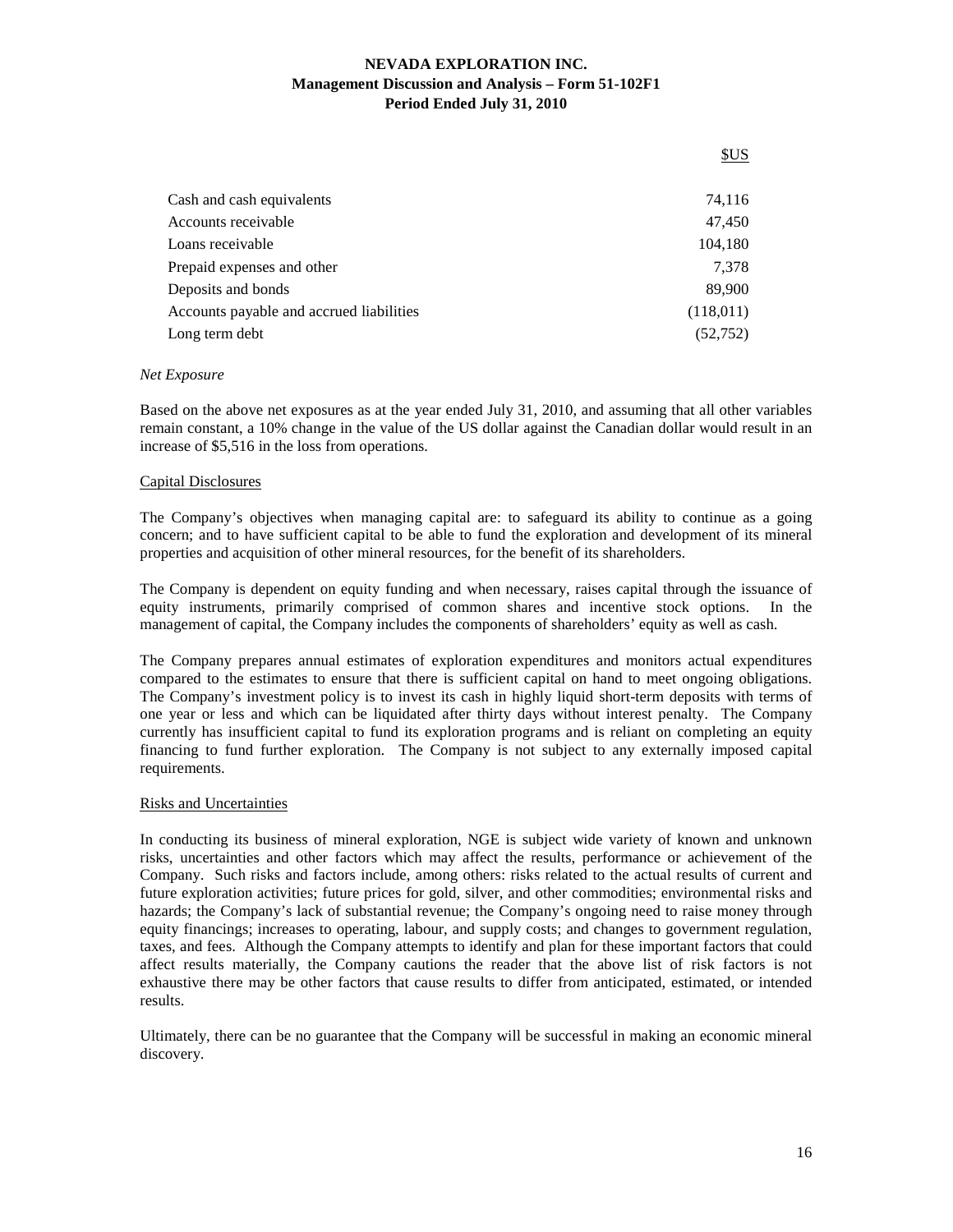| | $US |
|---|---|
| Cash and cash equivalents | 74,116 |
| Accounts receivable | 47,450 |
| Loans receivable | 104,180 |
| Prepaid expenses and other | 7,378 |
| Deposits and bonds | 89,900 |
| Accounts payable and accrued liabilities | (118,011) |
| Long term debt | (52,752) |

*Net Exposure*

Based on the above net exposures as at the year ended July 31, 2010, and assuming that all other variables remain constant, a 10% change in the value of the US dollar against the Canadian dollar would result in an increase of $5,516 in the loss from operations.

## Capital Disclosures

The Company's objectives when managing capital are: to safeguard its ability to continue as a going concern; and to have sufficient capital to be able to fund the exploration and development of its mineral properties and acquisition of other mineral resources, for the benefit of its shareholders.

The Company is dependent on equity funding and when necessary, raises capital through the issuance of equity instruments, primarily comprised of common shares and incentive stock options. In the management of capital, the Company includes the components of shareholders' equity as well as cash.

The Company prepares annual estimates of exploration expenditures and monitors actual expenditures compared to the estimates to ensure that there is sufficient capital on hand to meet ongoing obligations. The Company's investment policy is to invest its cash in highly liquid short-term deposits with terms of one year or less and which can be liquidated after thirty days without interest penalty. The Company currently has insufficient capital to fund its exploration programs and is reliant on completing an equity financing to fund further exploration. The Company is not subject to any externally imposed capital requirements.

## Risks and Uncertainties

In conducting its business of mineral exploration, NGE is subject wide variety of known and unknown risks, uncertainties and other factors which may affect the results, performance or achievement of the Company. Such risks and factors include, among others: risks related to the actual results of current and future exploration activities; future prices for gold, silver, and other commodities; environmental risks and hazards; the Company's lack of substantial revenue; the Company's ongoing need to raise money through equity financings; increases to operating, labour, and supply costs; and changes to government regulation, taxes, and fees. Although the Company attempts to identify and plan for these important factors that could affect results materially, the Company cautions the reader that the above list of risk factors is not exhaustive there may be other factors that cause results to differ from anticipated, estimated, or intended results.

Ultimately, there can be no guarantee that the Company will be successful in making an economic mineral discovery.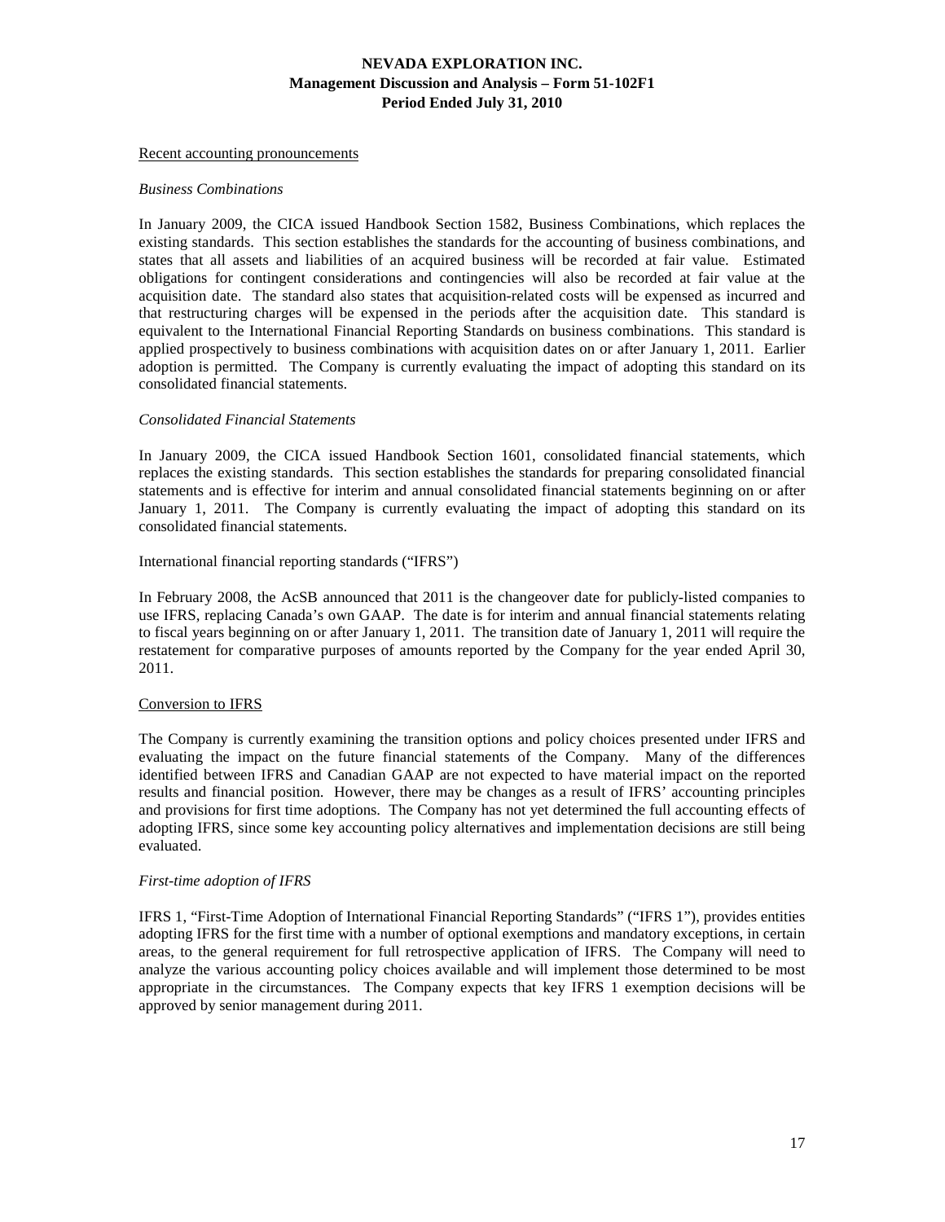Recent accounting pronouncements

*Business Combinations*

In January 2009, the CICA issued Handbook Section 1582, Business Combinations, which replaces the existing standards. This section establishes the standards for the accounting of business combinations, and states that all assets and liabilities of an acquired business will be recorded at fair value. Estimated obligations for contingent considerations and contingencies will also be recorded at fair value at the acquisition date. The standard also states that acquisition-related costs will be expensed as incurred and that restructuring charges will be expensed in the periods after the acquisition date. This standard is equivalent to the International Financial Reporting Standards on business combinations. This standard is applied prospectively to business combinations with acquisition dates on or after January 1, 2011. Earlier adoption is permitted. The Company is currently evaluating the impact of adopting this standard on its consolidated financial statements.

*Consolidated Financial Statements*

In January 2009, the CICA issued Handbook Section 1601, consolidated financial statements, which replaces the existing standards. This section establishes the standards for preparing consolidated financial statements and is effective for interim and annual consolidated financial statements beginning on or after January 1, 2011. The Company is currently evaluating the impact of adopting this standard on its consolidated financial statements.

International financial reporting standards ("IFRS")

In February 2008, the AcSB announced that 2011 is the changeover date for publicly-listed companies to use IFRS, replacing Canada's own GAAP. The date is for interim and annual financial statements relating to fiscal years beginning on or after January 1, 2011. The transition date of January 1, 2011 will require the restatement for comparative purposes of amounts reported by the Company for the year ended April 30, 2011.

Conversion to IFRS

The Company is currently examining the transition options and policy choices presented under IFRS and evaluating the impact on the future financial statements of the Company. Many of the differences identified between IFRS and Canadian GAAP are not expected to have material impact on the reported results and financial position. However, there may be changes as a result of IFRS' accounting principles and provisions for first time adoptions. The Company has not yet determined the full accounting effects of adopting IFRS, since some key accounting policy alternatives and implementation decisions are still being evaluated.

*First-time adoption of IFRS*

IFRS 1, "First-Time Adoption of International Financial Reporting Standards" ("IFRS 1"), provides entities adopting IFRS for the first time with a number of optional exemptions and mandatory exceptions, in certain areas, to the general requirement for full retrospective application of IFRS. The Company will need to analyze the various accounting policy choices available and will implement those determined to be most appropriate in the circumstances. The Company expects that key IFRS 1 exemption decisions will be approved by senior management during 2011.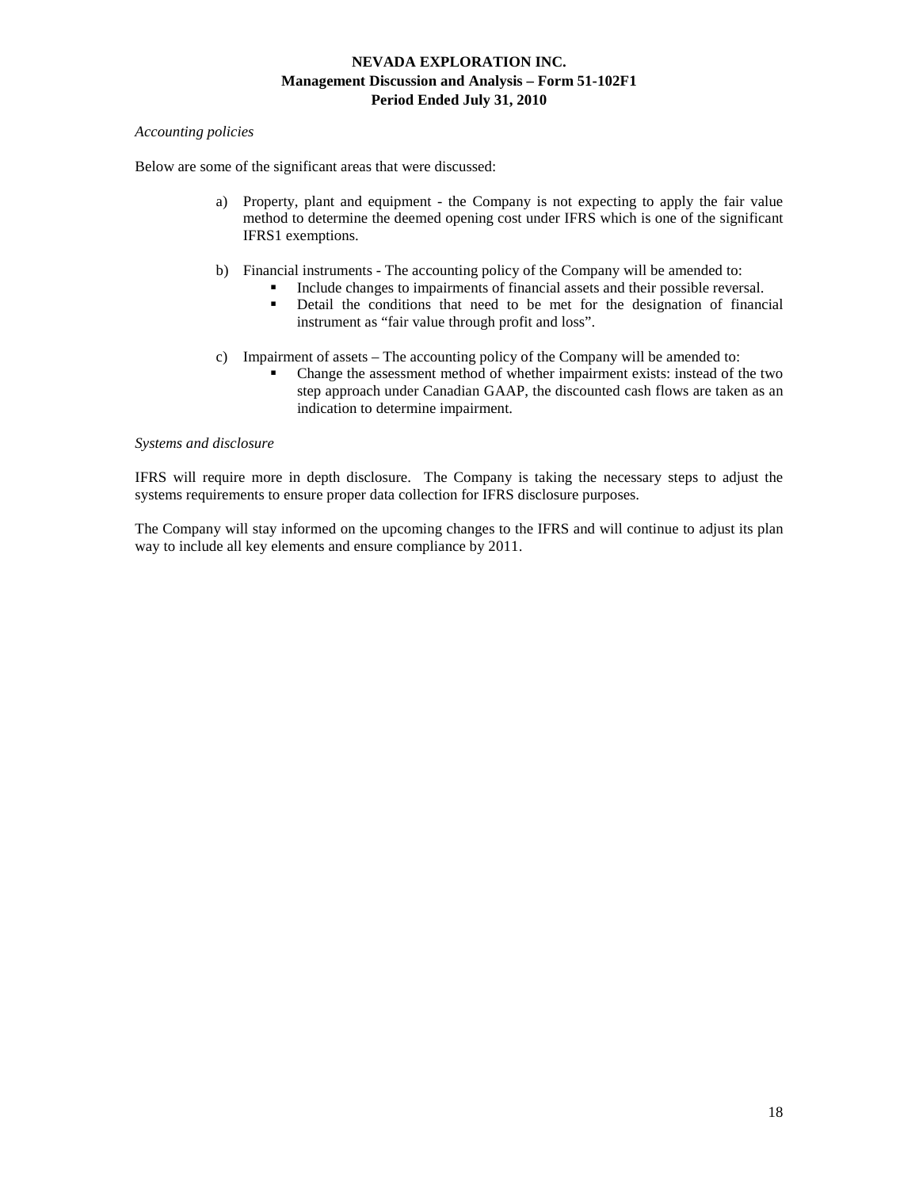*Accounting policies*

Below are some of the significant areas that were discussed:

a) Property, plant and equipment - the Company is not expecting to apply the fair value method to determine the deemed opening cost under IFRS which is one of the significant IFRS1 exemptions.

b) Financial instruments - The accounting policy of the Company will be amended to:
   - Include changes to impairments of financial assets and their possible reversal.
   - Detail the conditions that need to be met for the designation of financial instrument as "fair value through profit and loss".

c) Impairment of assets – The accounting policy of the Company will be amended to:
   - Change the assessment method of whether impairment exists: instead of the two step approach under Canadian GAAP, the discounted cash flows are taken as an indication to determine impairment.

*Systems and disclosure*

IFRS will require more in depth disclosure. The Company is taking the necessary steps to adjust the systems requirements to ensure proper data collection for IFRS disclosure purposes.

The Company will stay informed on the upcoming changes to the IFRS and will continue to adjust its plan way to include all key elements and ensure compliance by 2011.